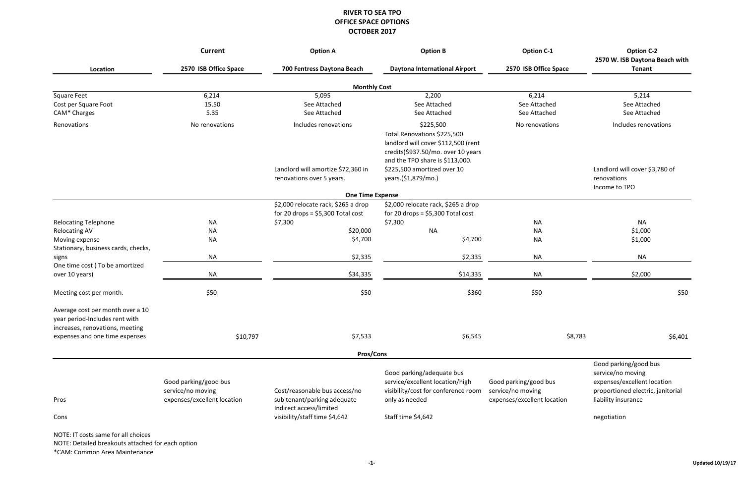# RIVER TO SEA TPO
## OFFICE SPACE OPTIONS
### OCTOBER 2017

| | Current | Option A | Option B | Option C-1 | Option C-2 |
|---|---|---|---|---|---|
| **Location** | **2570 ISB Office Space** | **700 Fentress Daytona Beach** | **Daytona International Airport** | **2570 ISB Office Space** | **2570 W. ISB Daytona Beach with Tenant** |
| **Monthly Cost** | | | | | |
| Square Feet | 6,214 | 5,095 | 2,200 | 6,214 | 5,214 |
| Cost per Square Foot | 15.50 | See Attached | See Attached | See Attached | See Attached |
| CAM* Charges | 5.35 | See Attached | See Attached | See Attached | See Attached |
| Renovations | No renovations | Includes renovations<br><br>Landlord will amortize $72,360 in renovations over 5 years. | $225,500<br>Total Renovations $225,500 landlord will cover $112,500 (rent credits)$937.50/mo. over 10 years and the TPO share is $113,000.<br>$225,500 amortized over 10 years.($1,879/mo.) | No renovations | Includes renovations<br><br>Landlord will cover $3,780 of renovations<br>Income to TPO |
| **One Time Expense** | | | | | |
| Relocating Telephone | NA | $2,000 relocate rack, $265 a drop for 20 drops = $5,300 Total cost<br>$7,300 | $2,000 relocate rack, $265 a drop for 20 drops = $5,300 Total cost<br>$7,300 | NA | NA |
| Relocating AV | NA | $20,000 | NA | NA | $1,000 |
| Moving expense | NA | $4,700 | $4,700 | NA | $1,000 |
| Stationary, business cards, checks, signs | NA | $2,335 | $2,335 | NA | NA |
| One time cost ( To be amortized over 10 years) | NA | $34,335 | $14,335 | NA | $2,000 |
| Meeting cost per month. | $50 | $50 | $360 | $50 | $50 |
| Average cost per month over a 10 year period-Includes rent with increases, renovations, meeting expenses and one time expenses | $10,797 | $7,533 | $6,545 | $8,783 | $6,401 |
| **Pros/Cons** | | | | | |
| Pros | Good parking/good bus service/no moving expenses/excellent location | Cost/reasonable bus access/no sub tenant/parking adequate | Good parking/adequate bus service/excellent location/high visibility/cost for conference room only as needed | Good parking/good bus service/no moving expenses/excellent location | Good parking/good bus service/no moving expenses/excellent location proportioned electric, janitorial liability insurance |
| Cons | | Indirect access/limited visibility/staff time $4,642 | Staff time $4,642 | | negotiation |

NOTE: IT costs same for all choices
NOTE: Detailed breakouts attached for each option
*CAM: Common Area Maintenance

Updated 10/19/17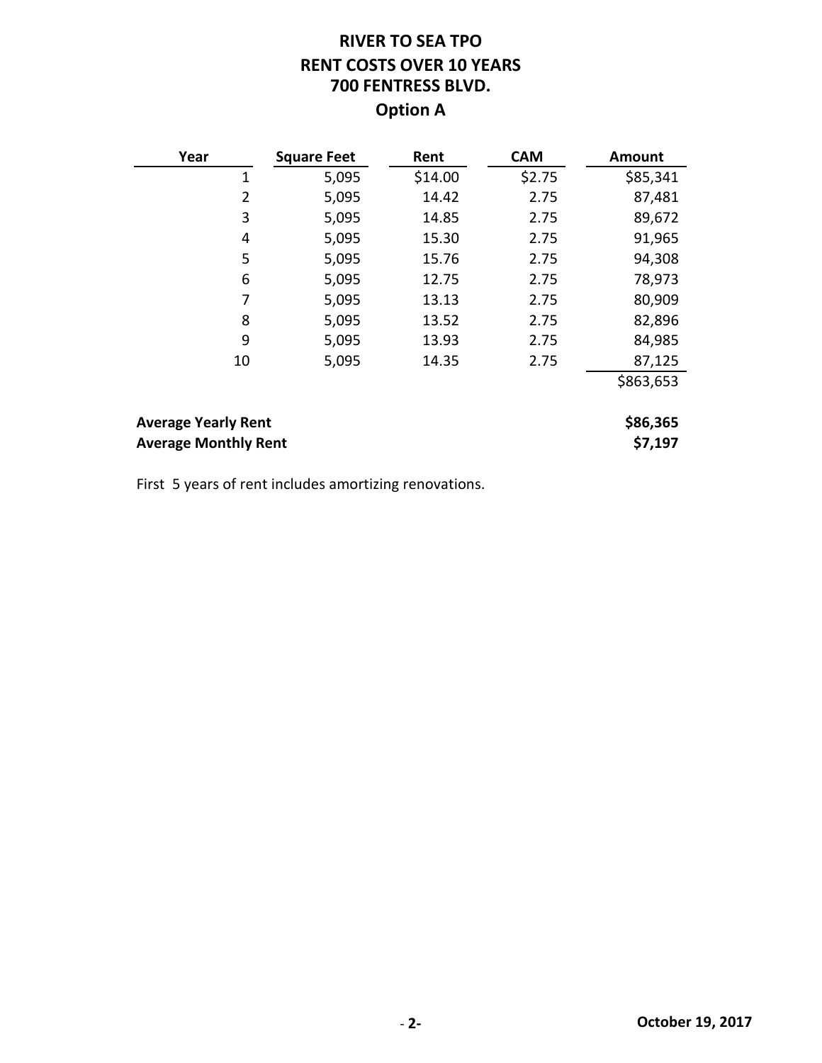# RIVER TO SEA TPO
## RENT COSTS OVER 10 YEARS
## 700 FENTRESS BLVD.
## Option A

| Year | Square Feet | Rent | CAM | Amount |
|---|---|---|---|---|
| 1 | 5,095 | $14.00 | $2.75 | $85,341 |
| 2 | 5,095 | 14.42 | 2.75 | 87,481 |
| 3 | 5,095 | 14.85 | 2.75 | 89,672 |
| 4 | 5,095 | 15.30 | 2.75 | 91,965 |
| 5 | 5,095 | 15.76 | 2.75 | 94,308 |
| 6 | 5,095 | 12.75 | 2.75 | 78,973 |
| 7 | 5,095 | 13.13 | 2.75 | 80,909 |
| 8 | 5,095 | 13.52 | 2.75 | 82,896 |
| 9 | 5,095 | 13.93 | 2.75 | 84,985 |
| 10 | 5,095 | 14.35 | 2.75 | 87,125 |
| | | | | $863,653 |

| | |
|---|---|
| **Average Yearly Rent** | **$86,365** |
| **Average Monthly Rent** | **$7,197** |

First 5 years of rent includes amortizing renovations.

**October 19, 2017**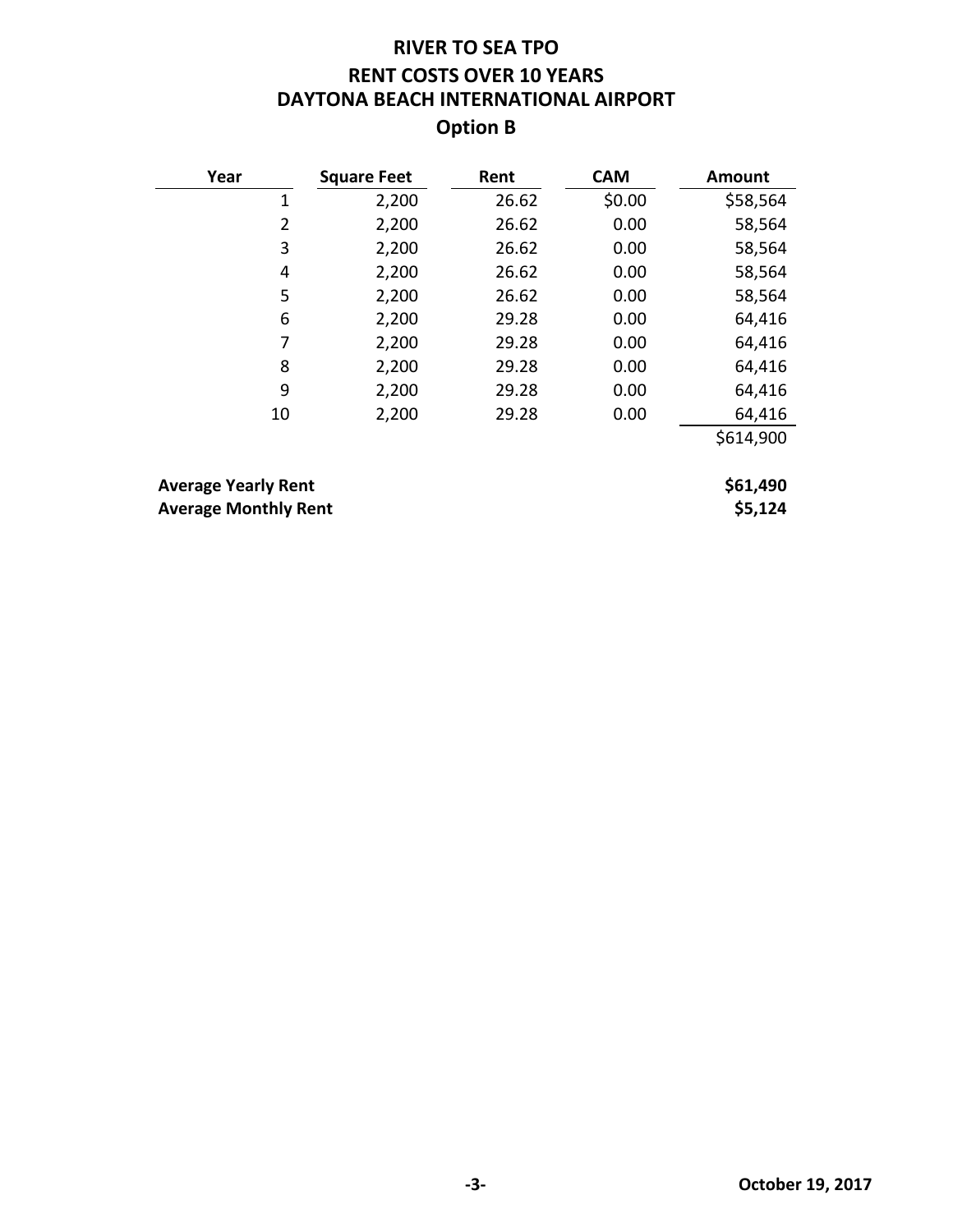# RIVER TO SEA TPO
## RENT COSTS OVER 10 YEARS
## DAYTONA BEACH INTERNATIONAL AIRPORT
### Option B

| Year | Square Feet | Rent | CAM | Amount |
|---:|---:|---:|---:|---:|
| 1 | 2,200 | 26.62 | $0.00 | $58,564 |
| 2 | 2,200 | 26.62 | 0.00 | 58,564 |
| 3 | 2,200 | 26.62 | 0.00 | 58,564 |
| 4 | 2,200 | 26.62 | 0.00 | 58,564 |
| 5 | 2,200 | 26.62 | 0.00 | 58,564 |
| 6 | 2,200 | 29.28 | 0.00 | 64,416 |
| 7 | 2,200 | 29.28 | 0.00 | 64,416 |
| 8 | 2,200 | 29.28 | 0.00 | 64,416 |
| 9 | 2,200 | 29.28 | 0.00 | 64,416 |
| 10 | 2,200 | 29.28 | 0.00 | 64,416 |
| | | | | $614,900 |

| | |
|---|---:|
| **Average Yearly Rent** | **$61,490** |
| **Average Monthly Rent** | **$5,124** |

**October 19, 2017**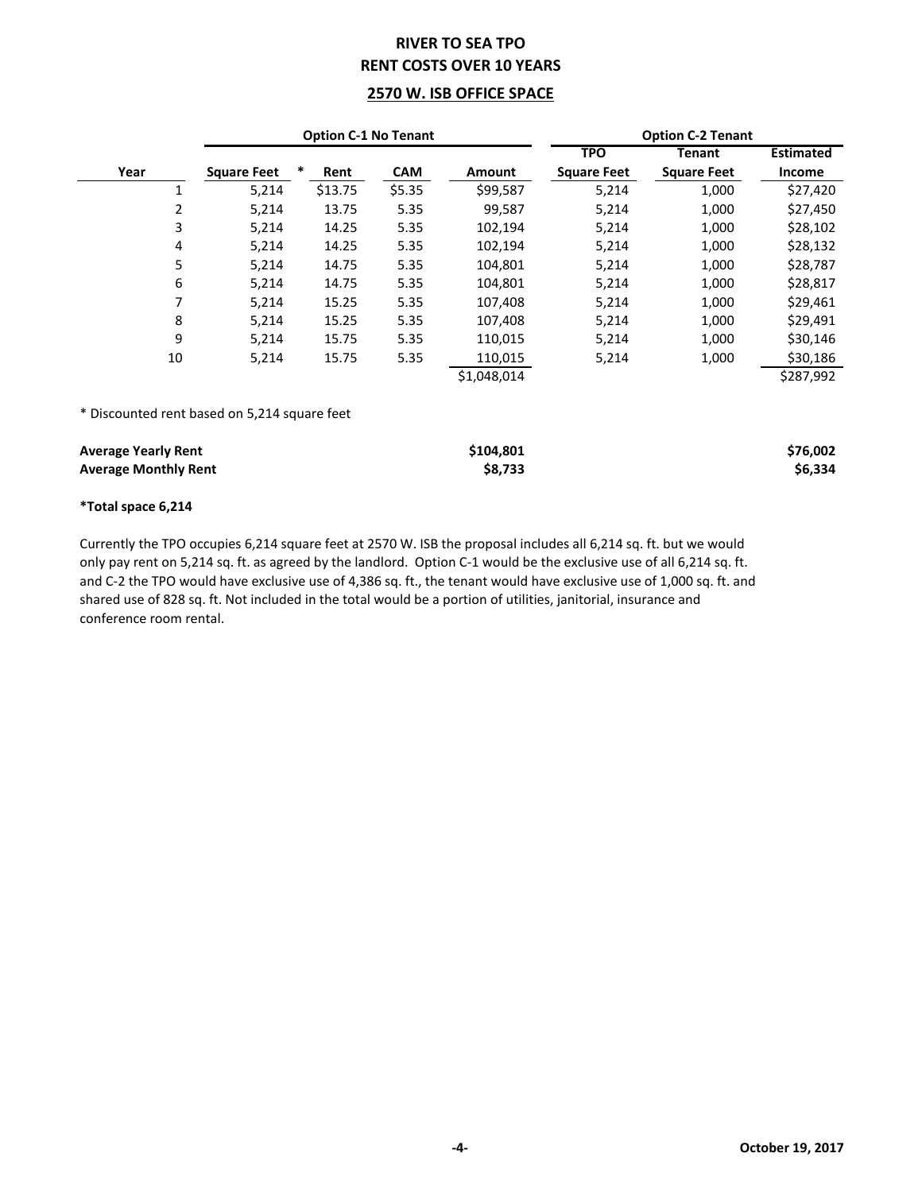# RIVER TO SEA TPO
## RENT COSTS OVER 10 YEARS
### 2570 W. ISB OFFICE SPACE

| | Option C-1 No Tenant | | | | Option C-2 Tenant | | |
|---|---|---|---|---|---|---|---|
| Year | Square Feet * | Rent | CAM | Amount | TPO Square Feet | Tenant Square Feet | Estimated Income |
| 1 | 5,214 | $13.75 | $5.35 | $99,587 | 5,214 | 1,000 | $27,420 |
| 2 | 5,214 | 13.75 | 5.35 | 99,587 | 5,214 | 1,000 | $27,450 |
| 3 | 5,214 | 14.25 | 5.35 | 102,194 | 5,214 | 1,000 | $28,102 |
| 4 | 5,214 | 14.25 | 5.35 | 102,194 | 5,214 | 1,000 | $28,132 |
| 5 | 5,214 | 14.75 | 5.35 | 104,801 | 5,214 | 1,000 | $28,787 |
| 6 | 5,214 | 14.75 | 5.35 | 104,801 | 5,214 | 1,000 | $28,817 |
| 7 | 5,214 | 15.25 | 5.35 | 107,408 | 5,214 | 1,000 | $29,461 |
| 8 | 5,214 | 15.25 | 5.35 | 107,408 | 5,214 | 1,000 | $29,491 |
| 9 | 5,214 | 15.75 | 5.35 | 110,015 | 5,214 | 1,000 | $30,146 |
| 10 | 5,214 | 15.75 | 5.35 | 110,015 | 5,214 | 1,000 | $30,186 |
| | | | | $1,048,014 | | | $287,992 |

* Discounted rent based on 5,214 square feet

| | | |
|---|---|---|
| **Average Yearly Rent** | **$104,801** | **$76,002** |
| **Average Monthly Rent** | **$8,733** | **$6,334** |

**\*Total space 6,214**

Currently the TPO occupies 6,214 square feet at 2570 W. ISB the proposal includes all 6,214 sq. ft. but we would only pay rent on 5,214 sq. ft. as agreed by the landlord. Option C-1 would be the exclusive use of all 6,214 sq. ft. and C-2 the TPO would have exclusive use of 4,386 sq. ft., the tenant would have exclusive use of 1,000 sq. ft. and shared use of 828 sq. ft. Not included in the total would be a portion of utilities, janitorial, insurance and conference room rental.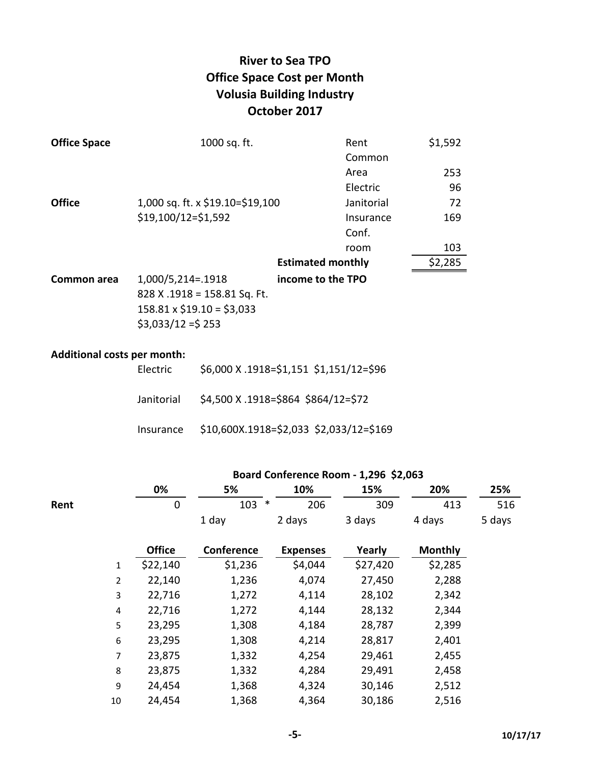# River to Sea TPO
## Office Space Cost per Month
## Volusia Building Industry
## October 2017

| | | | |
|---|---|---|---|
| **Office Space** | 1000 sq. ft. | Rent | $1,592 |
| | | Common Area | 253 |
| | | Electric | 96 |
| **Office** | 1,000 sq. ft. x $19.10=$19,100 | Janitorial | 72 |
| | $19,100/12=$1,592 | Insurance | 169 |
| | | Conf. room | 103 |
| | | **Estimated monthly income to the TPO** | $2,285 |

**Common area**
1,000/5,214=.1918
828 X .1918 = 158.81 Sq. Ft.
158.81 x $19.10 = $3,033
$3,033/12 =$ 253

**Additional costs per month:**

Electric $6,000 X .1918=$1,151 $1,151/12=$96

Janitorial $4,500 X .1918=$864 $864/12=$72

Insurance $10,600X.1918=$2,033 $2,033/12=$169

**Board Conference Room - 1,296 $2,063**

| | 0% | 5% | 10% | 15% | 20% | 25% |
|---|---|---|---|---|---|---|
| **Rent** | 0 | 103 * | 206 | 309 | 413 | 516 |
| | | 1 day | 2 days | 3 days | 4 days | 5 days |

| | Office | Conference | Expenses | Yearly | Monthly |
|---|---|---|---|---|---|
| 1 | $22,140 | $1,236 | $4,044 | $27,420 | $2,285 |
| 2 | 22,140 | 1,236 | 4,074 | 27,450 | 2,288 |
| 3 | 22,716 | 1,272 | 4,114 | 28,102 | 2,342 |
| 4 | 22,716 | 1,272 | 4,144 | 28,132 | 2,344 |
| 5 | 23,295 | 1,308 | 4,184 | 28,787 | 2,399 |
| 6 | 23,295 | 1,308 | 4,214 | 28,817 | 2,401 |
| 7 | 23,875 | 1,332 | 4,254 | 29,461 | 2,455 |
| 8 | 23,875 | 1,332 | 4,284 | 29,491 | 2,458 |
| 9 | 24,454 | 1,368 | 4,324 | 30,146 | 2,512 |
| 10 | 24,454 | 1,368 | 4,364 | 30,186 | 2,516 |

10/17/17